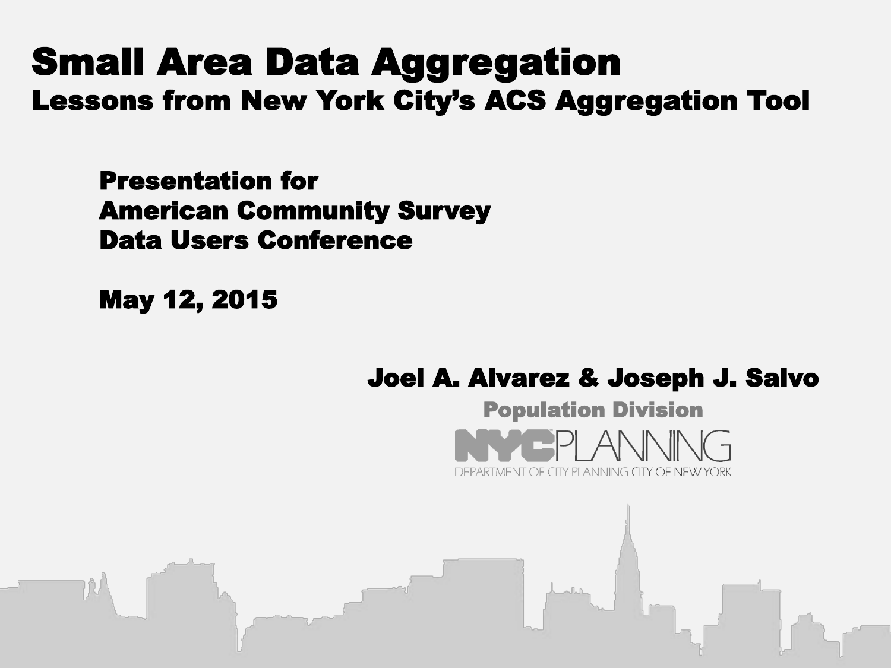# Small Area Data Aggregation

## Lessons from New York City's ACS Aggregation Tool

**Presentation for**
**American Community Survey**
**Data Users Conference**

**May 12, 2015**

**Joel A. Alvarez & Joseph J. Salvo**

**Population Division**

NYC PLANNING
DEPARTMENT OF CITY PLANNING CITY OF NEW YORK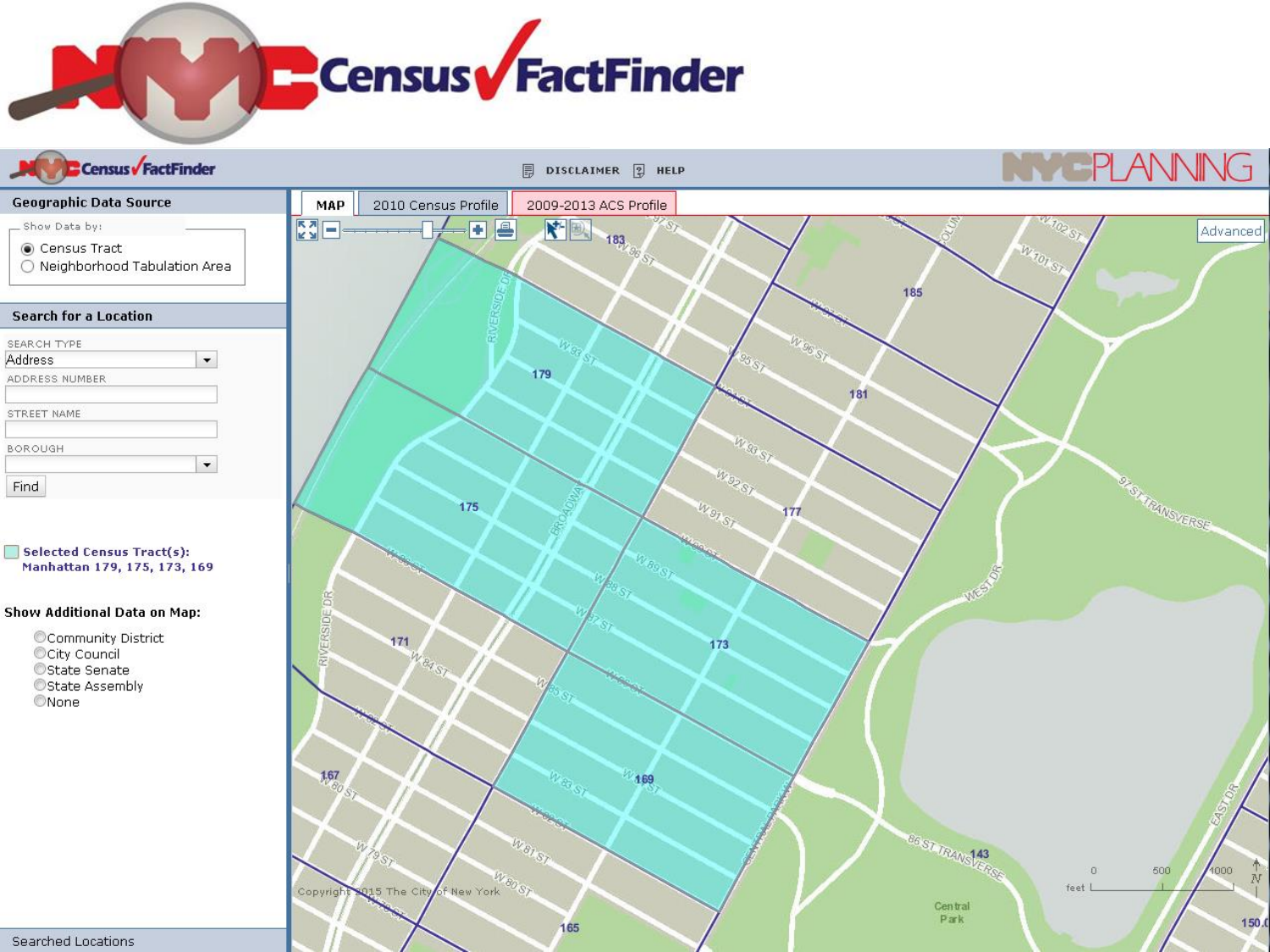# NYC Census FactFinder

DISCLAIMER | HELP

NYC PLANNING

MAP | 2010 Census Profile | 2009-2013 ACS Profile

## Geographic Data Source

Show Data by:

- (•) Census Tract
- ( ) Neighborhood Tabulation Area

## Search for a Location

SEARCH TYPE
Address

ADDRESS NUMBER

STREET NAME

BOROUGH

Find

**Selected Census Tract(s):**
**Manhattan 179, 175, 173, 169**

**Show Additional Data on Map:**

- Community District
- City Council
- State Senate
- State Assembly
- None

Searched Locations

Advanced

Copyright 2015 The City of New York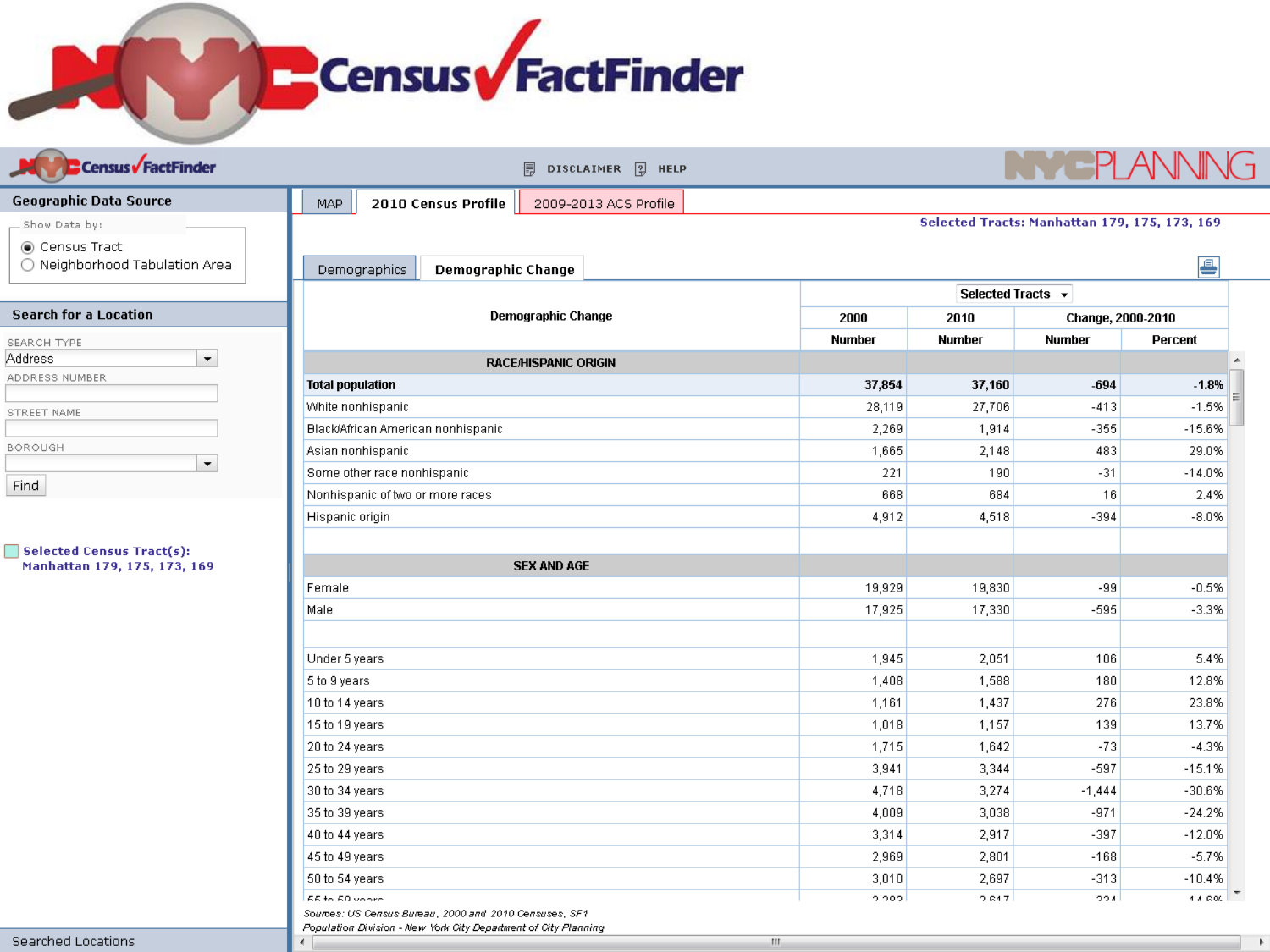# NYC Census FactFinder

DISCLAIMER | HELP

NYC PLANNING

## Geographic Data Source

Show Data by:

- (•) Census Tract
- ( ) Neighborhood Tabulation Area

## Search for a Location

SEARCH TYPE: Address

ADDRESS NUMBER

STREET NAME

BOROUGH

Find

**Selected Census Tract(s): Manhattan 179, 175, 173, 169**

Searched Locations

---

MAP | **2010 Census Profile** | 2009-2013 ACS Profile

**Selected Tracts: Manhattan 179, 175, 173, 169**

Demographics | **Demographic Change**

| Demographic Change | 2000 | 2010 | Change, 2000-2010 | |
|---|---|---|---|---|
| | Number | Number | Number | Percent |
| **RACE/HISPANIC ORIGIN** | | | | |
| **Total population** | **37,854** | **37,160** | **-694** | **-1.8%** |
| White nonhispanic | 28,119 | 27,706 | -413 | -1.5% |
| Black/African American nonhispanic | 2,269 | 1,914 | -355 | -15.6% |
| Asian nonhispanic | 1,665 | 2,148 | 483 | 29.0% |
| Some other race nonhispanic | 221 | 190 | -31 | -14.0% |
| Nonhispanic of two or more races | 668 | 684 | 16 | 2.4% |
| Hispanic origin | 4,912 | 4,518 | -394 | -8.0% |
| | | | | |
| **SEX AND AGE** | | | | |
| Female | 19,929 | 19,830 | -99 | -0.5% |
| Male | 17,925 | 17,330 | -595 | -3.3% |
| | | | | |
| Under 5 years | 1,945 | 2,051 | 106 | 5.4% |
| 5 to 9 years | 1,408 | 1,588 | 180 | 12.8% |
| 10 to 14 years | 1,161 | 1,437 | 276 | 23.8% |
| 15 to 19 years | 1,018 | 1,157 | 139 | 13.7% |
| 20 to 24 years | 1,715 | 1,642 | -73 | -4.3% |
| 25 to 29 years | 3,941 | 3,344 | -597 | -15.1% |
| 30 to 34 years | 4,718 | 3,274 | -1,444 | -30.6% |
| 35 to 39 years | 4,009 | 3,038 | -971 | -24.2% |
| 40 to 44 years | 3,314 | 2,917 | -397 | -12.0% |
| 45 to 49 years | 2,969 | 2,801 | -168 | -5.7% |
| 50 to 54 years | 3,010 | 2,697 | -313 | -10.4% |

*Sources: US Census Bureau, 2000 and 2010 Censuses, SF1*
*Population Division - New York City Department of City Planning*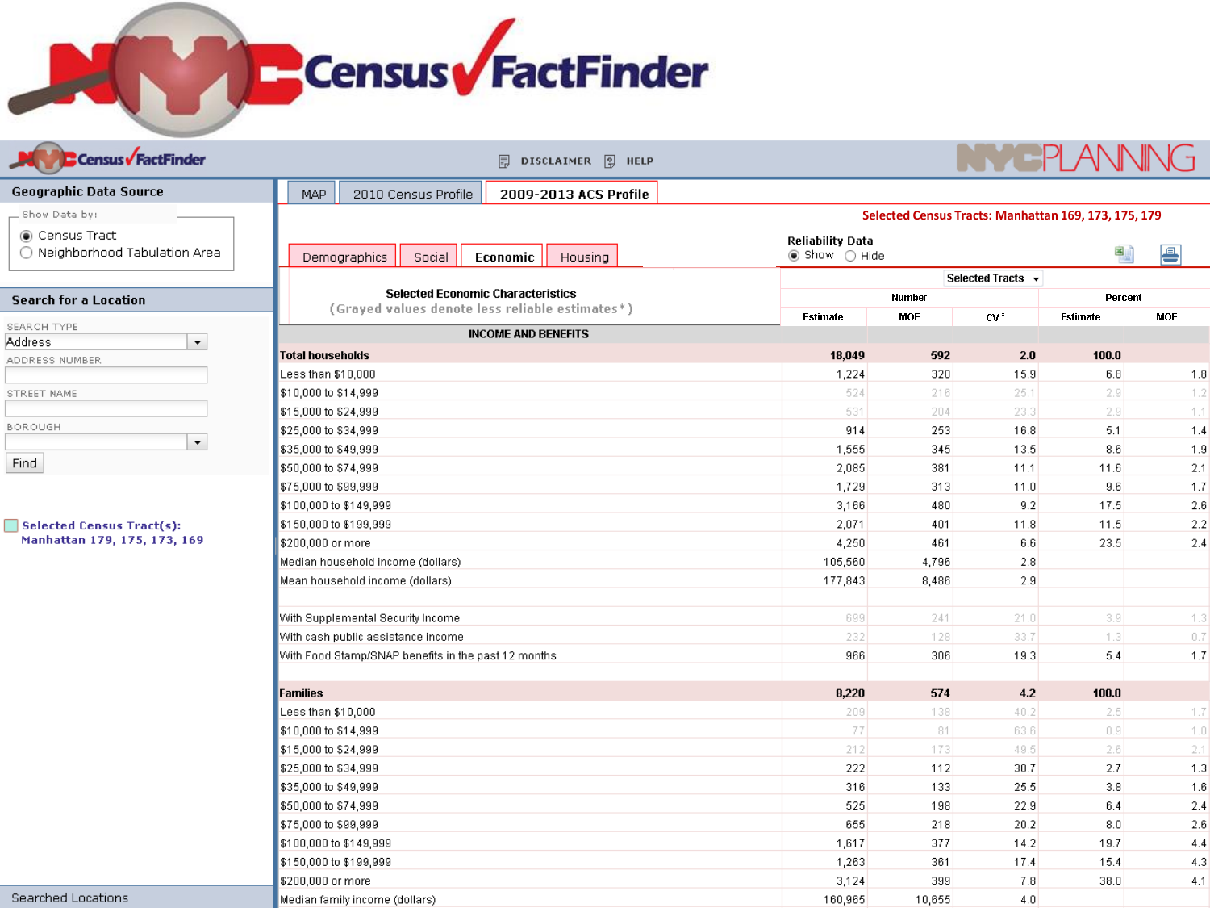# NYC Census FactFinder

DISCLAIMER HELP

NYC PLANNING

## Geographic Data Source

Show Data by:

- (•) Census Tract
- ( ) Neighborhood Tabulation Area

## Search for a Location

SEARCH TYPE: Address

ADDRESS NUMBER

STREET NAME

BOROUGH

Find

**Selected Census Tract(s): Manhattan 179, 175, 173, 169**

Searched Locations

---

MAP | 2010 Census Profile | **2009-2013 ACS Profile**

**Selected Census Tracts: Manhattan 169, 173, 175, 179**

Demographics | Social | **Economic** | Housing

**Reliability Data** (•) Show ( ) Hide

Selected Tracts

**Selected Economic Characteristics**
(Grayed values denote less reliable estimates*)

| INCOME AND BENEFITS | Number Estimate | Number MOE | CV* | Percent Estimate | Percent MOE |
|---|---|---|---|---|---|
| **Total households** | **18,049** | **592** | **2.0** | **100.0** | |
| Less than $10,000 | 1,224 | 320 | 15.9 | 6.8 | 1.8 |
| $10,000 to $14,999 | 524 | 216 | 25.1 | 2.9 | 1.2 |
| $15,000 to $24,999 | 531 | 204 | 23.3 | 2.9 | 1.1 |
| $25,000 to $34,999 | 914 | 253 | 16.8 | 5.1 | 1.4 |
| $35,000 to $49,999 | 1,555 | 345 | 13.5 | 8.6 | 1.9 |
| $50,000 to $74,999 | 2,085 | 381 | 11.1 | 11.6 | 2.1 |
| $75,000 to $99,999 | 1,729 | 313 | 11.0 | 9.6 | 1.7 |
| $100,000 to $149,999 | 3,166 | 480 | 9.2 | 17.5 | 2.6 |
| $150,000 to $199,999 | 2,071 | 401 | 11.8 | 11.5 | 2.2 |
| $200,000 or more | 4,250 | 461 | 6.6 | 23.5 | 2.4 |
| Median household income (dollars) | 105,560 | 4,796 | 2.8 | | |
| Mean household income (dollars) | 177,843 | 8,486 | 2.9 | | |
| | | | | | |
| With Supplemental Security Income | 699 | 241 | 21.0 | 3.9 | 1.3 |
| With cash public assistance income | 232 | 128 | 33.7 | 1.3 | 0.7 |
| With Food Stamp/SNAP benefits in the past 12 months | 966 | 306 | 19.3 | 5.4 | 1.7 |
| | | | | | |
| **Families** | **8,220** | **574** | **4.2** | **100.0** | |
| Less than $10,000 | 209 | 138 | 40.2 | 2.5 | 1.7 |
| $10,000 to $14,999 | 77 | 81 | 63.6 | 0.9 | 1.0 |
| $15,000 to $24,999 | 212 | 173 | 49.5 | 2.6 | 2.1 |
| $25,000 to $34,999 | 222 | 112 | 30.7 | 2.7 | 1.3 |
| $35,000 to $49,999 | 316 | 133 | 25.5 | 3.8 | 1.6 |
| $50,000 to $74,999 | 525 | 198 | 22.9 | 6.4 | 2.4 |
| $75,000 to $99,999 | 655 | 218 | 20.2 | 8.0 | 2.6 |
| $100,000 to $149,999 | 1,617 | 377 | 14.2 | 19.7 | 4.4 |
| $150,000 to $199,999 | 1,263 | 361 | 17.4 | 15.4 | 4.3 |
| $200,000 or more | 3,124 | 399 | 7.8 | 38.0 | 4.1 |
| Median family income (dollars) | 160,965 | 10,655 | 4.0 | | |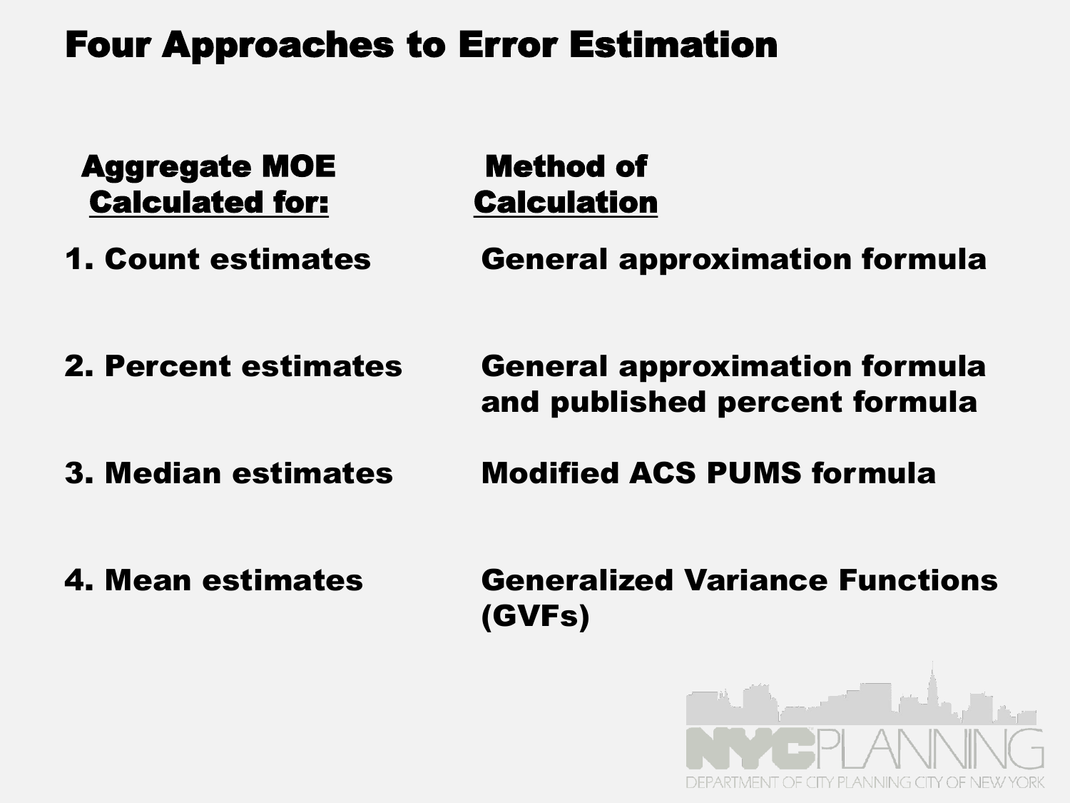# Four Approaches to Error Estimation

| Aggregate MOE Calculated for: | Method of Calculation |
|---|---|
| 1. Count estimates | General approximation formula |
| 2. Percent estimates | General approximation formula and published percent formula |
| 3. Median estimates | Modified ACS PUMS formula |
| 4. Mean estimates | Generalized Variance Functions (GVFs) |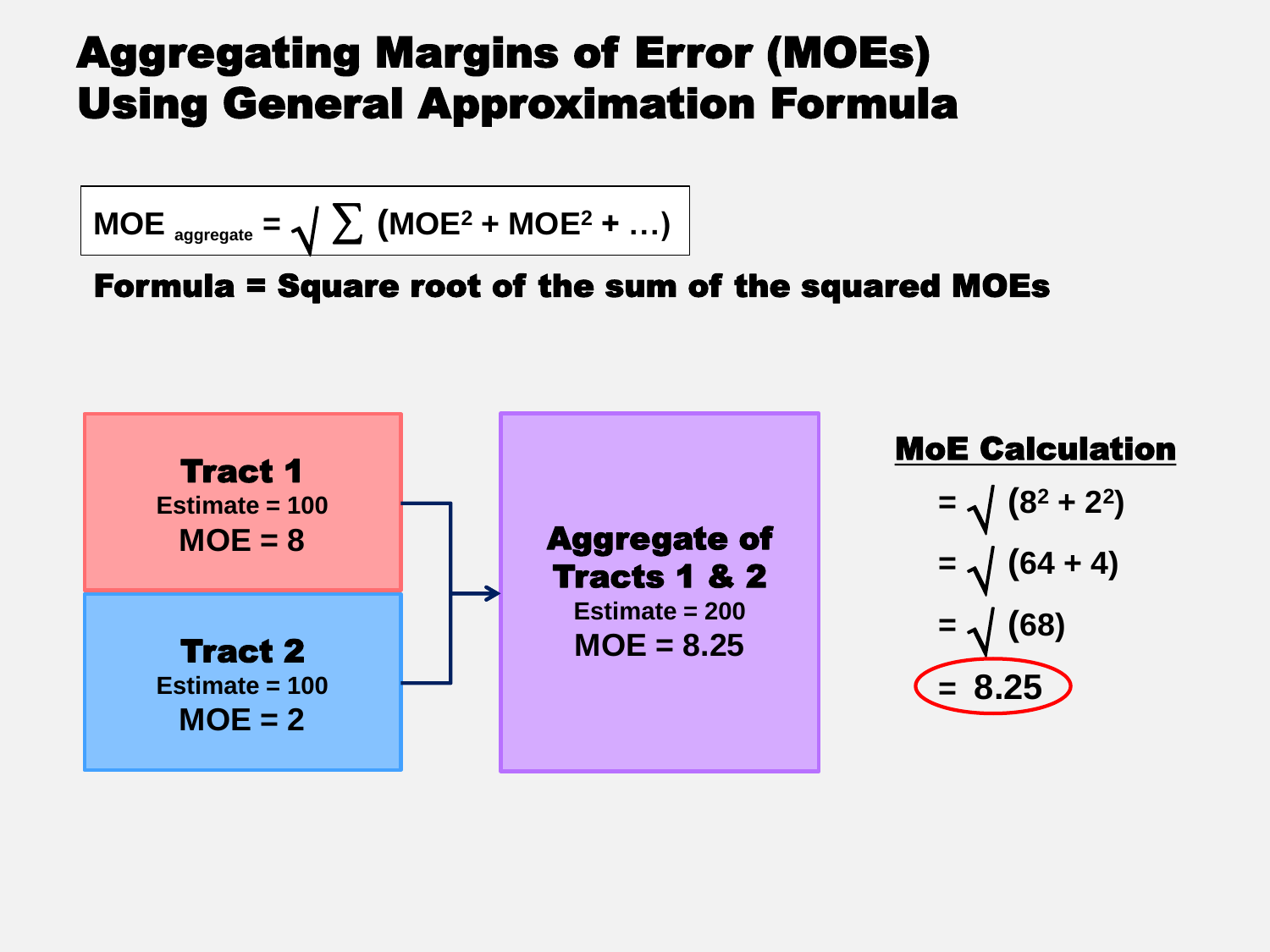# Aggregating Margins of Error (MOEs) Using General Approximation Formula

$$MOE_{aggregate} = \sqrt{\sum (MOE^2 + MOE^2 + \ldots)}$$

**Formula = Square root of the sum of the squared MOEs**

**Tract 1**
Estimate = 100
MOE = 8

**Tract 2**
Estimate = 100
MOE = 2

**Aggregate of Tracts 1 & 2**
Estimate = 200
MOE = 8.25

**MoE Calculation**

$$= \sqrt{(8^2 + 2^2)}$$

$$= \sqrt{(64 + 4)}$$

$$= \sqrt{(68)}$$

$$= 8.25$$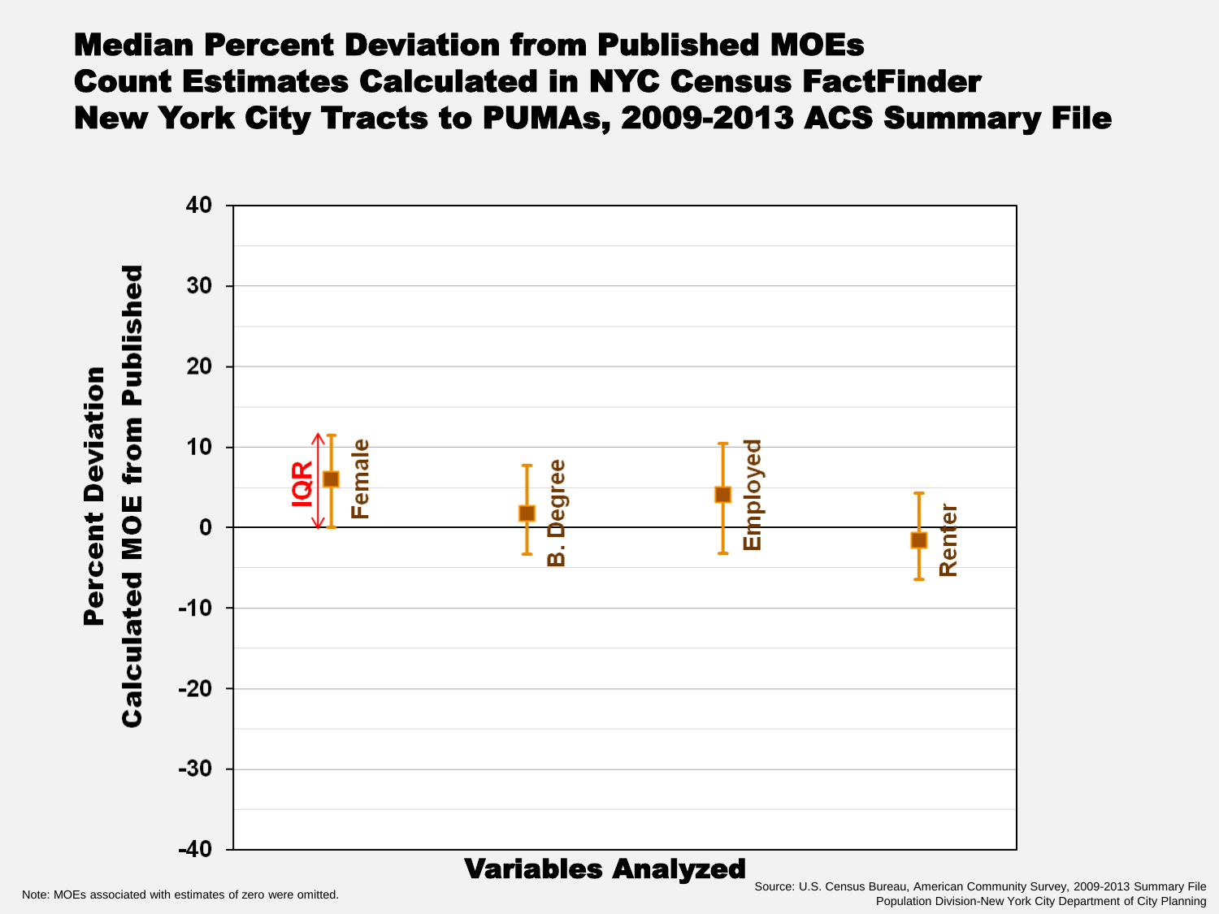# Median Percent Deviation from Published MOEs
# Count Estimates Calculated in NYC Census FactFinder
# New York City Tracts to PUMAs, 2009-2013 ACS Summary File

Percent Deviation Calculated MOE from Published

Variables Analyzed

IQR

Female

B. Degree

Employed

Renter

40, 30, 20, 10, 0, -10, -20, -30, -40

Note: MOEs associated with estimates of zero were omitted.

Source: U.S. Census Bureau, American Community Survey, 2009-2013 Summary File
Population Division-New York City Department of City Planning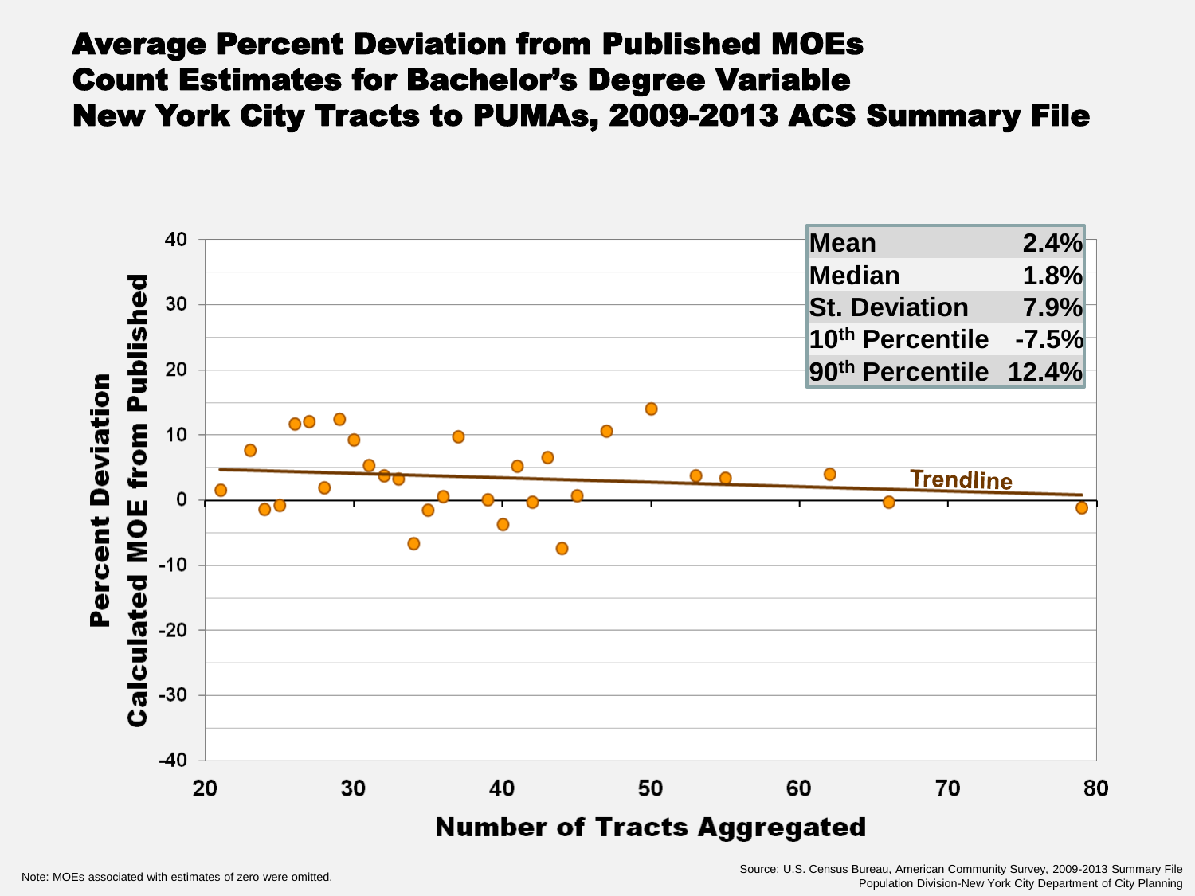# Average Percent Deviation from Published MOEs Count Estimates for Bachelor's Degree Variable New York City Tracts to PUMAs, 2009-2013 ACS Summary File

| | |
|---|---|
| Mean | 2.4% |
| Median | 1.8% |
| St. Deviation | 7.9% |
| 10th Percentile | -7.5% |
| 90th Percentile | 12.4% |

Percent Deviation Calculated MOE from Published

Number of Tracts Aggregated

Trendline

Note: MOEs associated with estimates of zero were omitted.

Source: U.S. Census Bureau, American Community Survey, 2009-2013 Summary File
Population Division-New York City Department of City Planning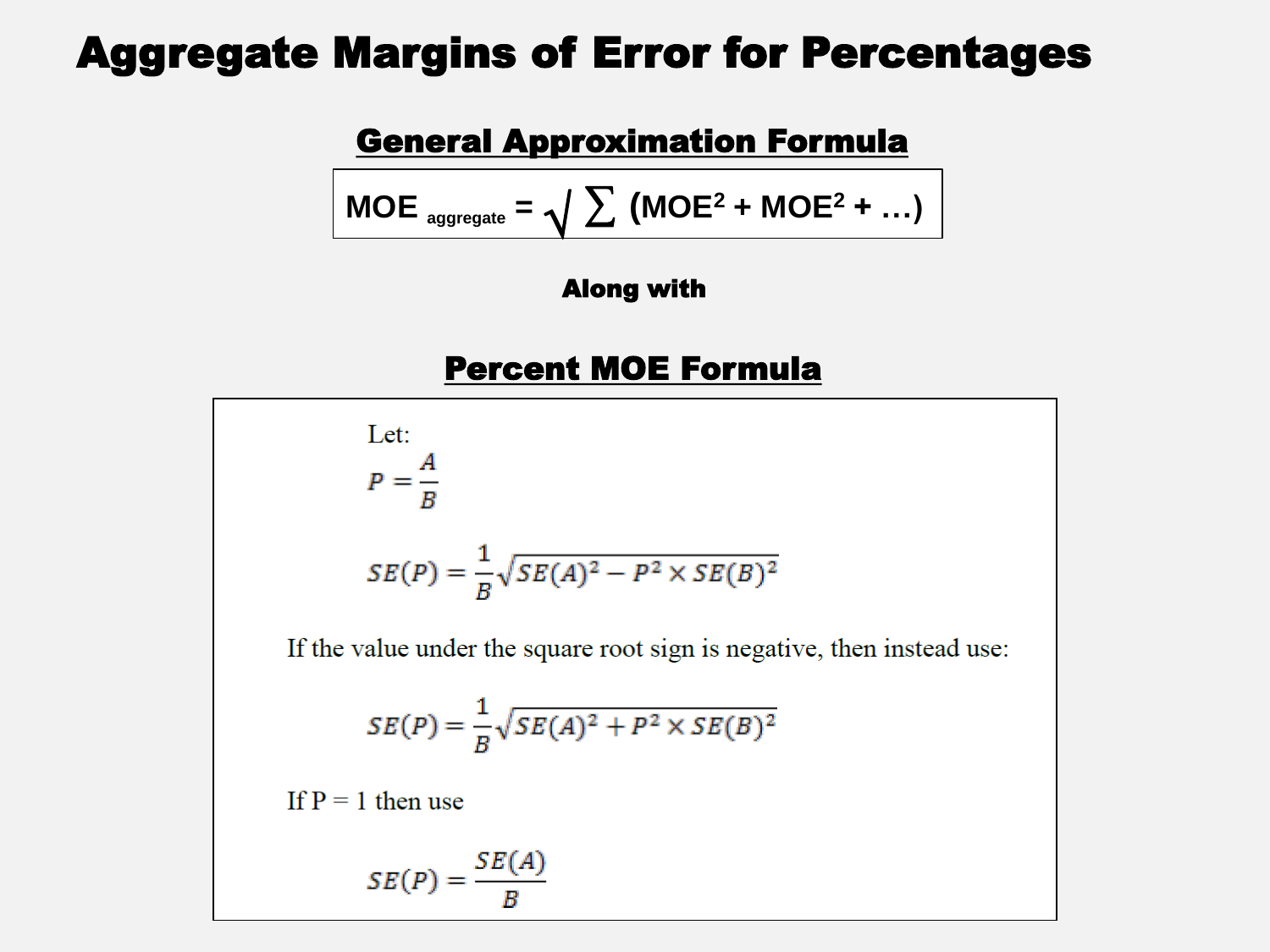# Aggregate Margins of Error for Percentages

## General Approximation Formula

$$MOE_{aggregate} = \sqrt{\sum (MOE^2 + MOE^2 + \ldots)}$$

**Along with**

## Percent MOE Formula

Let:

$$P = \frac{A}{B}$$

$$SE(P) = \frac{1}{B}\sqrt{SE(A)^2 - P^2 \times SE(B)^2}$$

If the value under the square root sign is negative, then instead use:

$$SE(P) = \frac{1}{B}\sqrt{SE(A)^2 + P^2 \times SE(B)^2}$$

If P = 1 then use

$$SE(P) = \frac{SE(A)}{B}$$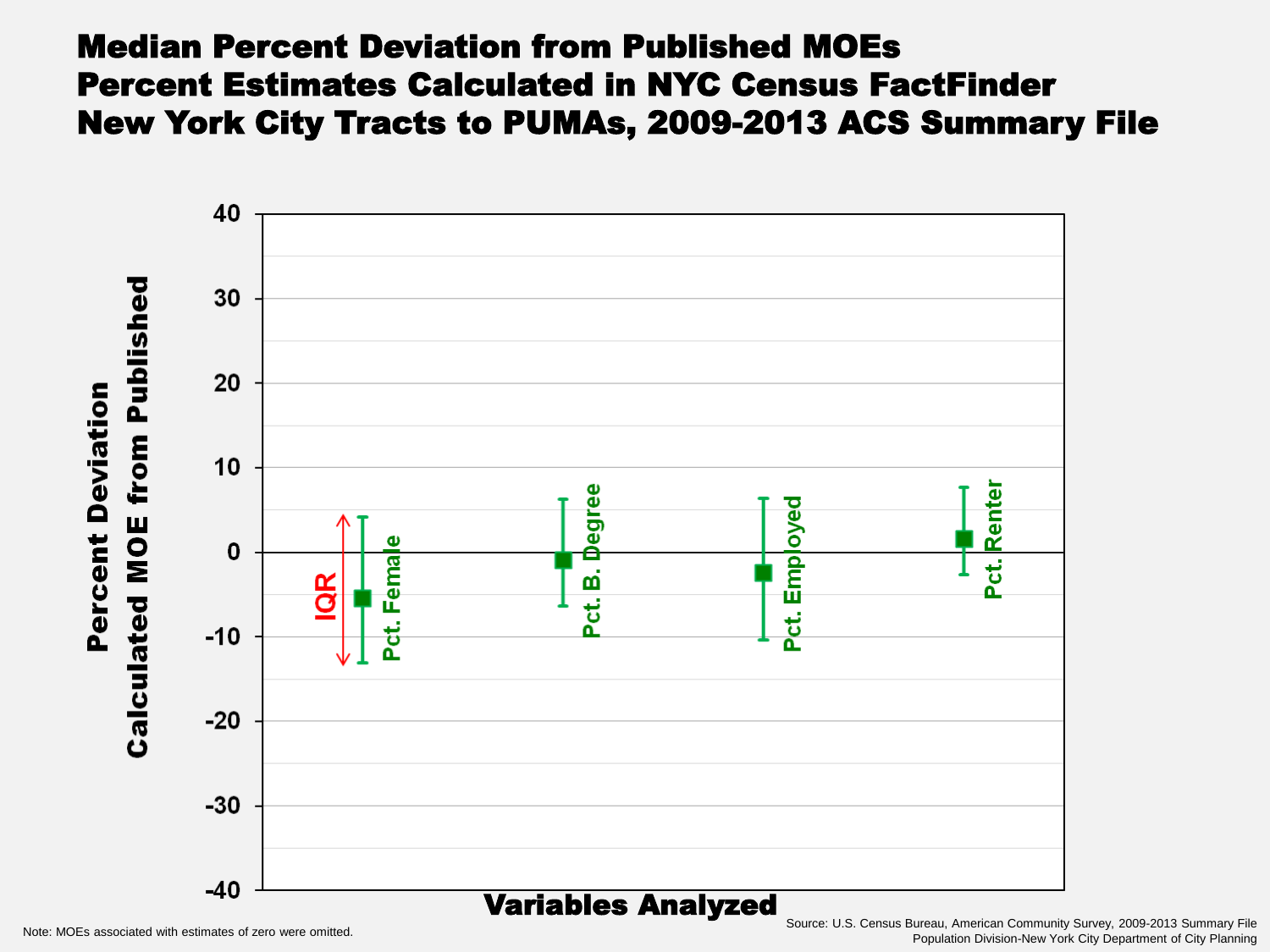# Median Percent Deviation from Published MOEs
# Percent Estimates Calculated in NYC Census FactFinder
# New York City Tracts to PUMAs, 2009-2013 ACS Summary File

Percent Deviation Calculated MOE from Published

40

30

20

10

0

-10

-20

-30

-40

IQR

Pct. Female

Pct. B. Degree

Pct. Employed

Pct. Renter

Variables Analyzed

Note: MOEs associated with estimates of zero were omitted.

Source: U.S. Census Bureau, American Community Survey, 2009-2013 Summary File
Population Division-New York City Department of City Planning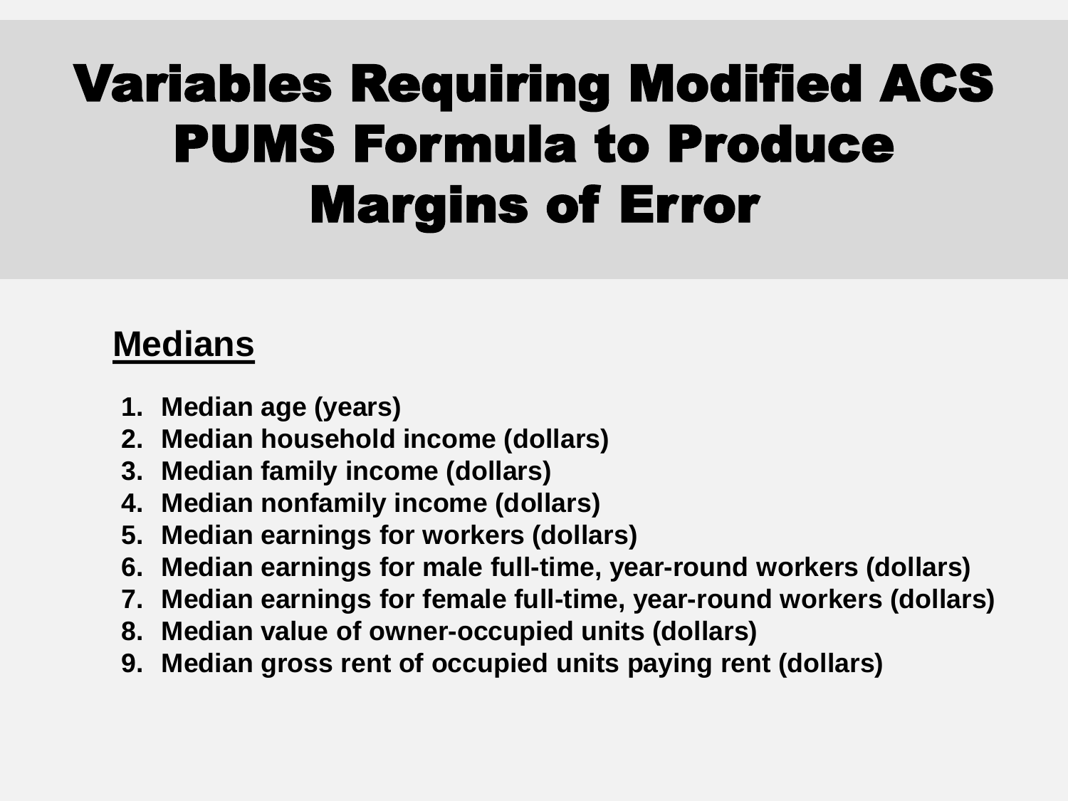# Variables Requiring Modified ACS PUMS Formula to Produce Margins of Error

**Medians**

1. **Median age (years)**
2. **Median household income (dollars)**
3. **Median family income (dollars)**
4. **Median nonfamily income (dollars)**
5. **Median earnings for workers (dollars)**
6. **Median earnings for male full-time, year-round workers (dollars)**
7. **Median earnings for female full-time, year-round workers (dollars)**
8. **Median value of owner-occupied units (dollars)**
9. **Median gross rent of occupied units paying rent (dollars)**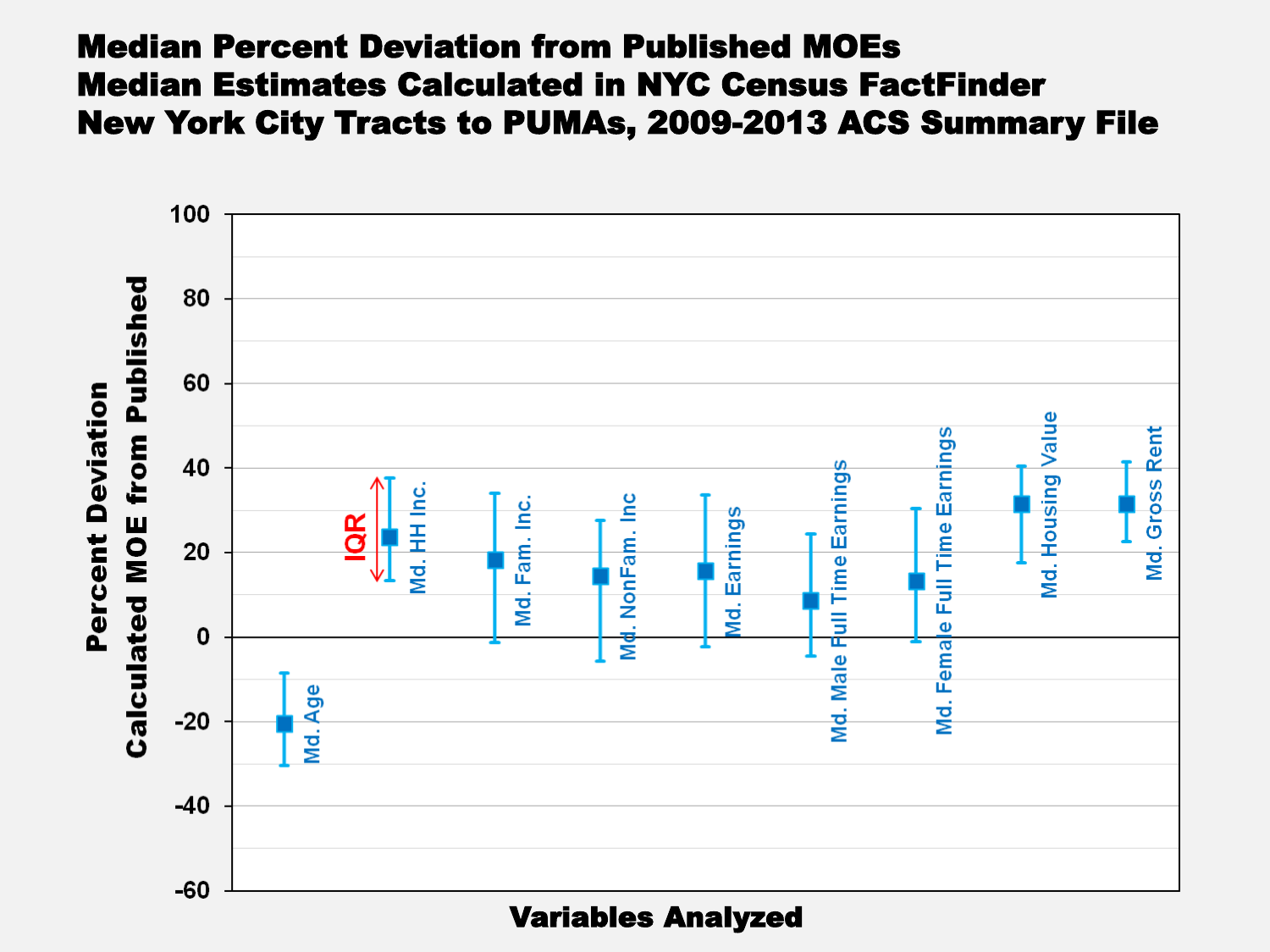# Median Percent Deviation from Published MOEs
# Median Estimates Calculated in NYC Census FactFinder
# New York City Tracts to PUMAs, 2009-2013 ACS Summary File

Percent Deviation Calculated MOE from Published

IQR

Md. Age | Md. HH Inc. | Md. Fam. Inc. | Md. NonFam. Inc | Md. Earnings | Md. Male Full Time Earnings | Md. Female Full Time Earnings | Md. Housing Value | Md. Gross Rent

Variables Analyzed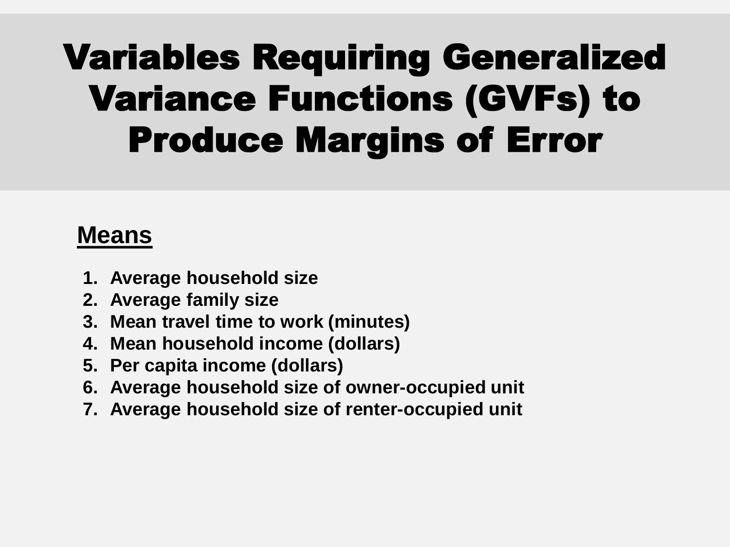# Variables Requiring Generalized Variance Functions (GVFs) to Produce Margins of Error

## Means

1. Average household size
2. Average family size
3. Mean travel time to work (minutes)
4. Mean household income (dollars)
5. Per capita income (dollars)
6. Average household size of owner-occupied unit
7. Average household size of renter-occupied unit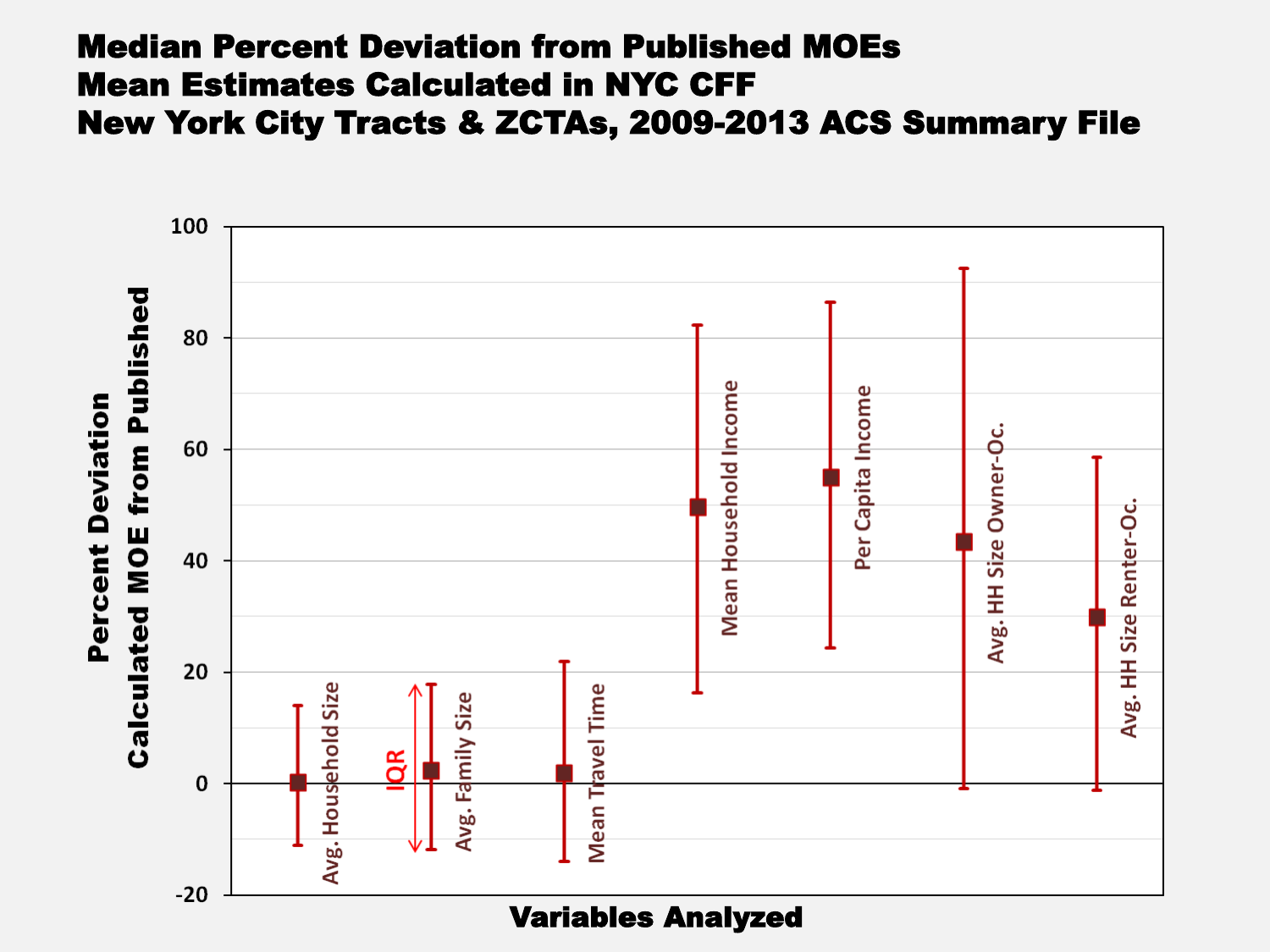# Median Percent Deviation from Published MOEs
# Mean Estimates Calculated in NYC CFF
# New York City Tracts & ZCTAs, 2009-2013 ACS Summary File

Percent Deviation Calculated MOE from Published

Variables Analyzed

IQR

Avg. Household Size

Avg. Family Size

Mean Travel Time

Mean Household Income

Per Capita Income

Avg. HH Size Owner-Oc.

Avg. HH Size Renter-Oc.

100, 80, 60, 40, 20, 0, -20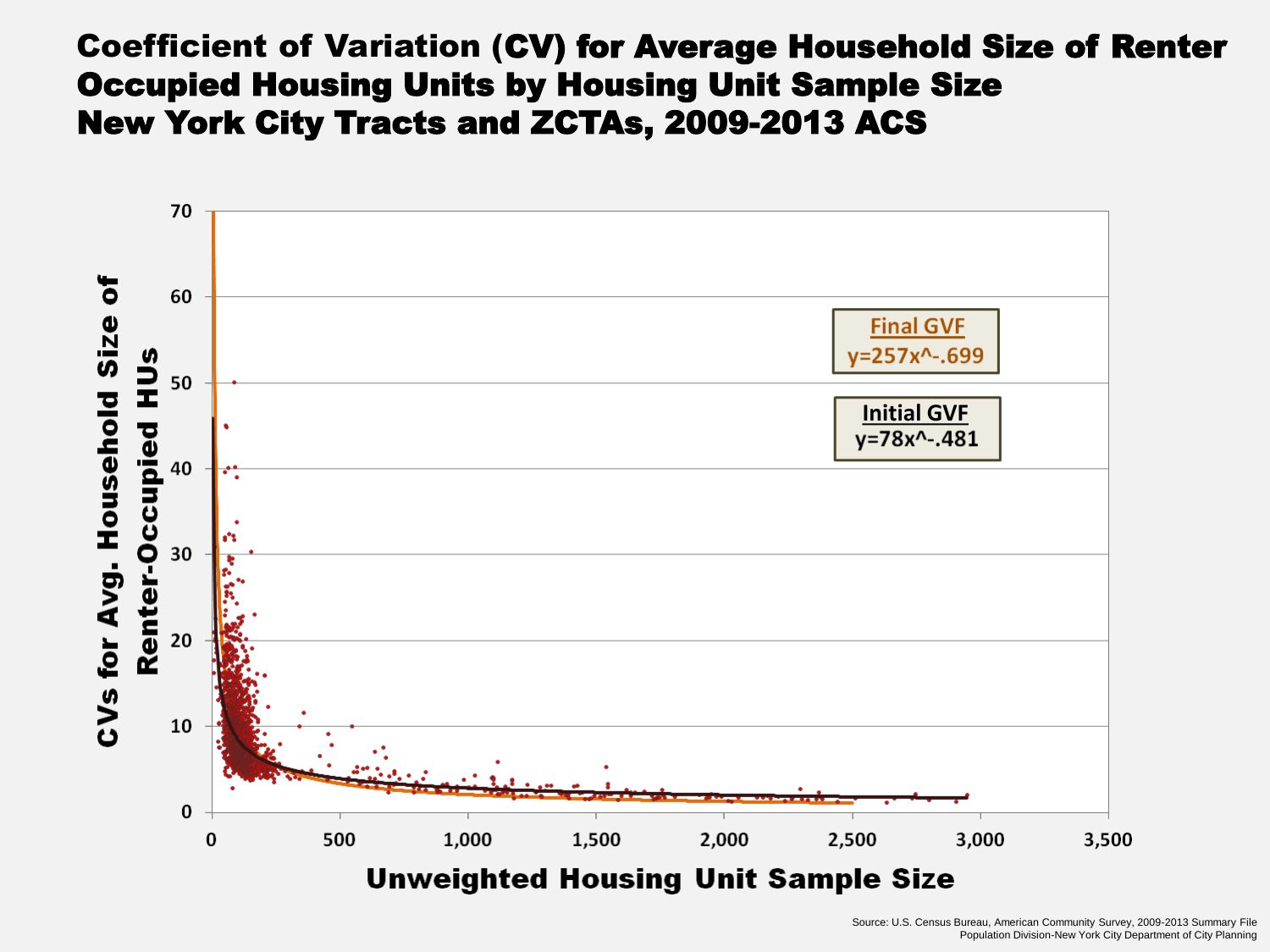# Coefficient of Variation (CV) for Average Household Size of Renter Occupied Housing Units by Housing Unit Sample Size New York City Tracts and ZCTAs, 2009-2013 ACS

**Final GVF**
$y=257x^{-.699}$

**Initial GVF**
$y=78x^{-.481}$

CVs for Avg. Household Size of Renter-Occupied HUs

Unweighted Housing Unit Sample Size

Source: U.S. Census Bureau, American Community Survey, 2009-2013 Summary File
Population Division-New York City Department of City Planning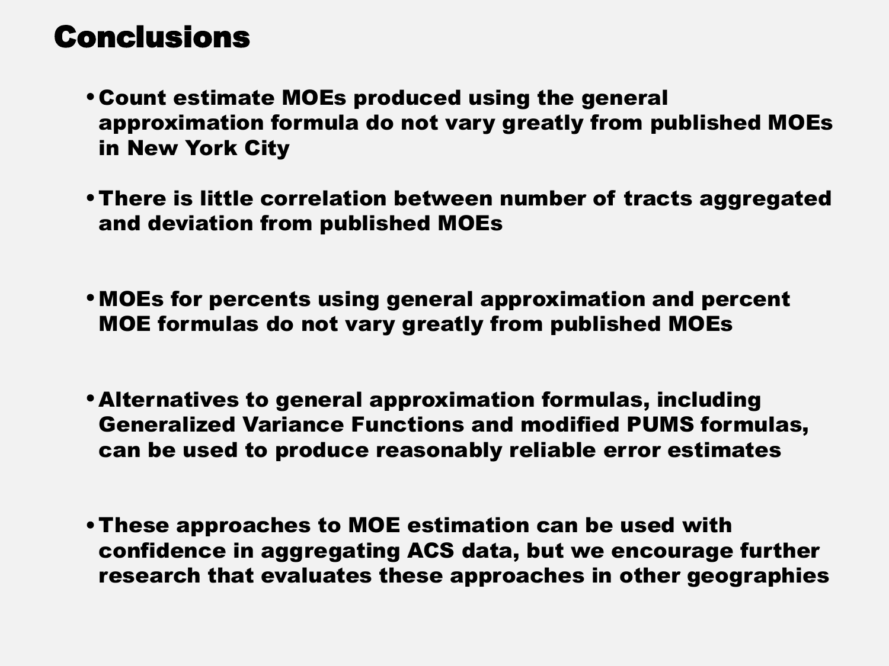# Conclusions

- Count estimate MOEs produced using the general approximation formula do not vary greatly from published MOEs in New York City
- There is little correlation between number of tracts aggregated and deviation from published MOEs
- MOEs for percents using general approximation and percent MOE formulas do not vary greatly from published MOEs
- Alternatives to general approximation formulas, including Generalized Variance Functions and modified PUMS formulas, can be used to produce reasonably reliable error estimates
- These approaches to MOE estimation can be used with confidence in aggregating ACS data, but we encourage further research that evaluates these approaches in other geographies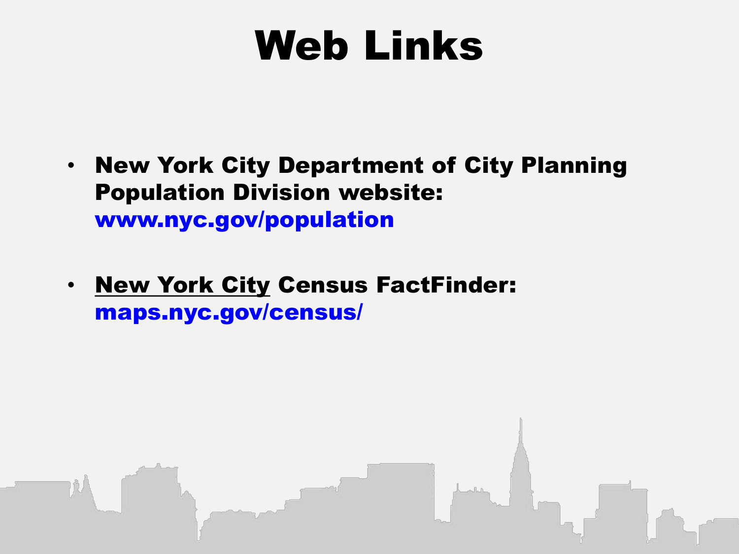# Web Links

- **New York City Department of City Planning Population Division website:** **www.nyc.gov/population**
- **New York City Census FactFinder:** **maps.nyc.gov/census/**